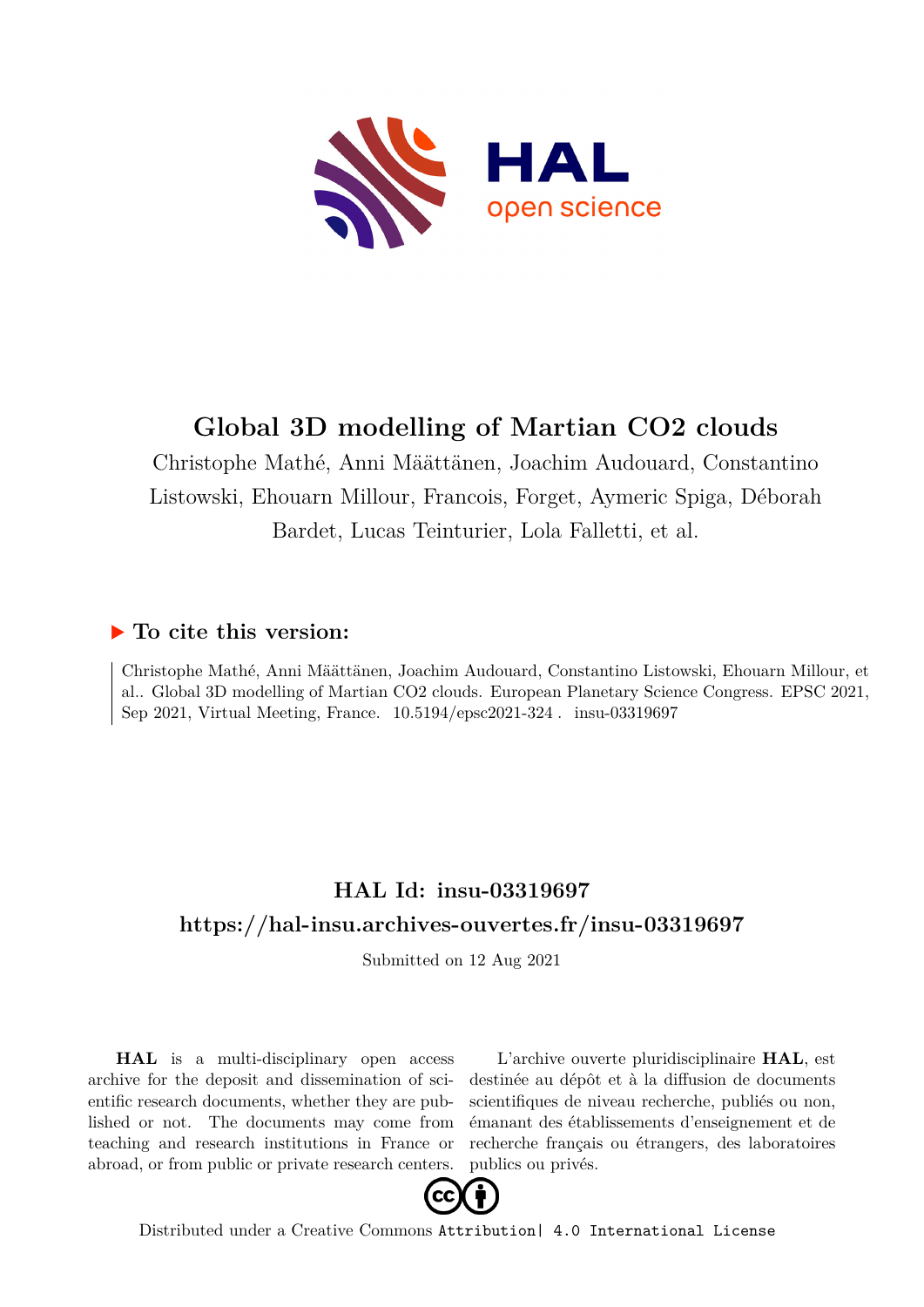# Global 3D modelling of Martian CO2 clouds

Christophe Mathé, Anni Määttänen, Joachim Audouard, Constantino Listowski, Ehouarn Millour, Francois, Forget, Aymeric Spiga, Déborah Bardet, Lucas Teinturier, Lola Falletti, et al.

## ▶ To cite this version:

Christophe Mathé, Anni Määttänen, Joachim Audouard, Constantino Listowski, Ehouarn Millour, et al.. Global 3D modelling of Martian CO2 clouds. European Planetary Science Congress. EPSC 2021, Sep 2021, Virtual Meeting, France. 10.5194/epsc2021-324 . insu-03319697

## HAL Id: insu-03319697

## https://hal-insu.archives-ouvertes.fr/insu-03319697

Submitted on 12 Aug 2021

**HAL** is a multi-disciplinary open access archive for the deposit and dissemination of scientific research documents, whether they are published or not. The documents may come from teaching and research institutions in France or abroad, or from public or private research centers.

L'archive ouverte pluridisciplinaire **HAL**, est destinée au dépôt et à la diffusion de documents scientifiques de niveau recherche, publiés ou non, émanant des établissements d'enseignement et de recherche français ou étrangers, des laboratoires publics ou privés.

Distributed under a Creative Commons Attribution| 4.0 International License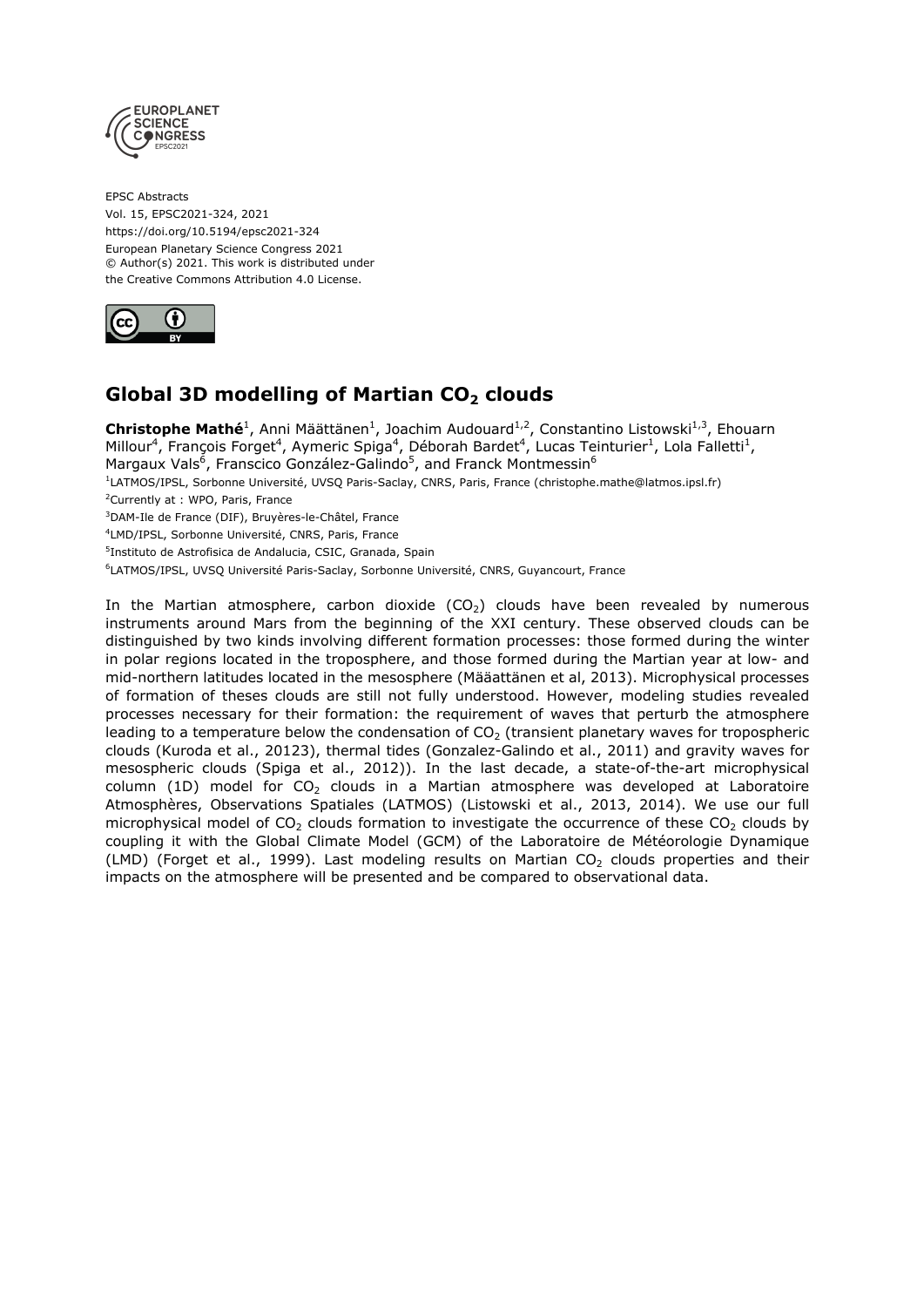EPSC Abstracts
Vol. 15, EPSC2021-324, 2021
https://doi.org/10.5194/epsc2021-324
European Planetary Science Congress 2021
© Author(s) 2021. This work is distributed under
the Creative Commons Attribution 4.0 License.

# Global 3D modelling of Martian $CO_2$ clouds

**Christophe Mathé**[1], Anni Määttänen[1], Joachim Audouard[1,2], Constantino Listowski[1,3], Ehouarn Millour[4], François Forget[4], Aymeric Spiga[4], Déborah Bardet[4], Lucas Teinturier[1], Lola Falletti[1], Margaux Vals[6], Franscico González-Galindo[5], and Franck Montmessin[6]

[1]LATMOS/IPSL, Sorbonne Université, UVSQ Paris-Saclay, CNRS, Paris, France (christophe.mathe@latmos.ipsl.fr)

[2]Currently at : WPO, Paris, France

[3]DAM-Ile de France (DIF), Bruyères-le-Châtel, France

[4]LMD/IPSL, Sorbonne Université, CNRS, Paris, France

[5]Instituto de Astrofisica de Andalucia, CSIC, Granada, Spain

[6]LATMOS/IPSL, UVSQ Université Paris-Saclay, Sorbonne Université, CNRS, Guyancourt, France

In the Martian atmosphere, carbon dioxide ($CO_2$) clouds have been revealed by numerous instruments around Mars from the beginning of the XXI century. These observed clouds can be distinguished by two kinds involving different formation processes: those formed during the winter in polar regions located in the troposphere, and those formed during the Martian year at low- and mid-northern latitudes located in the mesosphere (Määttänen et al, 2013). Microphysical processes of formation of theses clouds are still not fully understood. However, modeling studies revealed processes necessary for their formation: the requirement of waves that perturb the atmosphere leading to a temperature below the condensation of $CO_2$ (transient planetary waves for tropospheric clouds (Kuroda et al., 20123), thermal tides (Gonzalez-Galindo et al., 2011) and gravity waves for mesospheric clouds (Spiga et al., 2012)). In the last decade, a state-of-the-art microphysical column (1D) model for $CO_2$ clouds in a Martian atmosphere was developed at Laboratoire Atmosphères, Observations Spatiales (LATMOS) (Listowski et al., 2013, 2014). We use our full microphysical model of $CO_2$ clouds formation to investigate the occurrence of these $CO_2$ clouds by coupling it with the Global Climate Model (GCM) of the Laboratoire de Météorologie Dynamique (LMD) (Forget et al., 1999). Last modeling results on Martian $CO_2$ clouds properties and their impacts on the atmosphere will be presented and be compared to observational data.